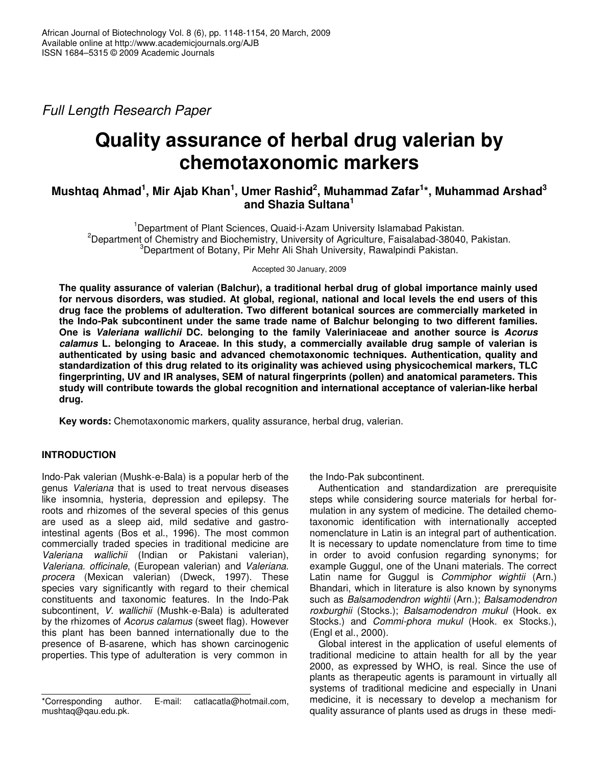*Full Length Research Paper*

# Quality assurance of herbal drug valerian by chemotaxonomic markers

**Mushtaq Ahmad[1], Mir Ajab Khan[1], Umer Rashid[2], Muhammad Zafar[1]*, Muhammad Arshad[3] and Shazia Sultana[1]**

[1]Department of Plant Sciences, Quaid-i-Azam University Islamabad Pakistan.
[2]Department of Chemistry and Biochemistry, University of Agriculture, Faisalabad-38040, Pakistan.
[3]Department of Botany, Pir Mehr Ali Shah University, Rawalpindi Pakistan.

Accepted 30 January, 2009

**The quality assurance of valerian (Balchur), a traditional herbal drug of global importance mainly used for nervous disorders, was studied. At global, regional, national and local levels the end users of this drug face the problems of adulteration. Two different botanical sources are commercially marketed in the Indo-Pak subcontinent under the same trade name of Balchur belonging to two different families. One is *Valeriana wallichii* DC. belonging to the family Valeriniaceae and another source is *Acorus calamus* L. belonging to Araceae. In this study, a commercially available drug sample of valerian is authenticated by using basic and advanced chemotaxonomic techniques. Authentication, quality and standardization of this drug related to its originality was achieved using physicochemical markers, TLC fingerprinting, UV and IR analyses, SEM of natural fingerprints (pollen) and anatomical parameters. This study will contribute towards the global recognition and international acceptance of valerian-like herbal drug.**

**Key words:** Chemotaxonomic markers, quality assurance, herbal drug, valerian.

## INTRODUCTION

Indo-Pak valerian (Mushk-e-Bala) is a popular herb of the genus *Valeriana* that is used to treat nervous diseases like insomnia, hysteria, depression and epilepsy. The roots and rhizomes of the several species of this genus are used as a sleep aid, mild sedative and gastrointestinal agents (Bos et al., 1996). The most common commercially traded species in traditional medicine are *Valeriana wallichii* (Indian or Pakistani valerian), *Valeriana. officinale*, (European valerian) and *Valeriana. procera* (Mexican valerian) (Dweck, 1997). These species vary significantly with regard to their chemical constituents and taxonomic features. In the Indo-Pak subcontinent, *V. wallichii* (Mushk-e-Bala) is adulterated by the rhizomes of *Acorus calamus* (sweet flag). However this plant has been banned internationally due to the presence of B-asarene, which has shown carcinogenic properties. This type of adulteration is very common in the Indo-Pak subcontinent.

Authentication and standardization are prerequisite steps while considering source materials for herbal formulation in any system of medicine. The detailed chemotaxonomic identification with internationally accepted nomenclature in Latin is an integral part of authentication. It is necessary to update nomenclature from time to time in order to avoid confusion regarding synonyms; for example Guggul, one of the Unani materials. The correct Latin name for Guggul is *Commiphor wightii* (Arn.) Bhandari, which in literature is also known by synonyms such as *Balsamodendron wightii* (Arn.); *Balsamodendron roxburghii* (Stocks.); *Balsamodendron mukul* (Hook. ex Stocks.) and *Commi-phora mukul* (Hook. ex Stocks.), (Engl et al., 2000).

Global interest in the application of useful elements of traditional medicine to attain health for all by the year 2000, as expressed by WHO, is real. Since the use of plants as therapeutic agents is paramount in virtually all systems of traditional medicine and especially in Unani medicine, it is necessary to develop a mechanism for quality assurance of plants used as drugs in these medi-

*Corresponding author. E-mail: catlacatla@hotmail.com, mushtaq@qau.edu.pk.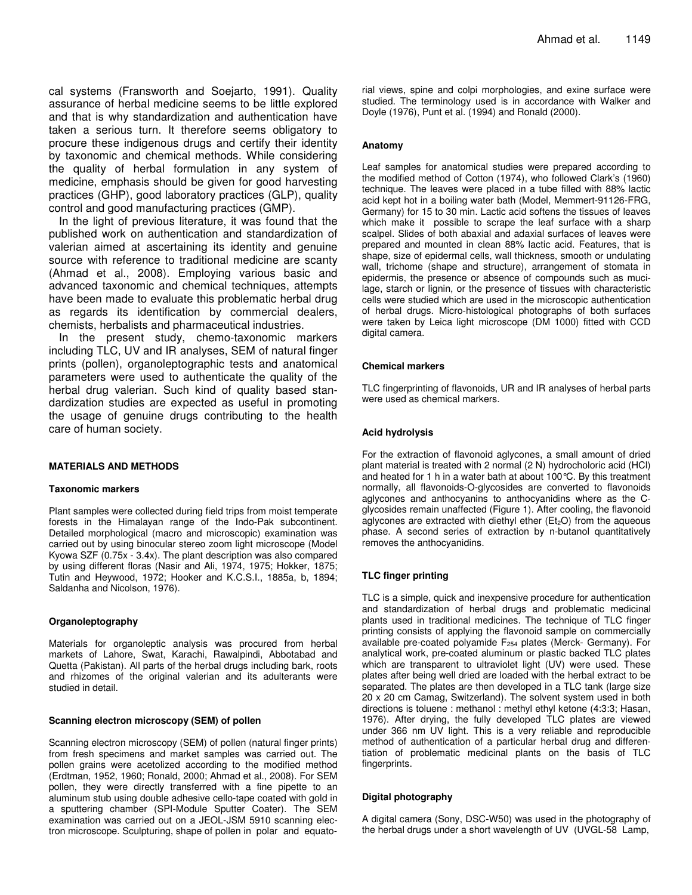cal systems (Fransworth and Soejarto, 1991). Quality assurance of herbal medicine seems to be little explored and that is why standardization and authentication have taken a serious turn. It therefore seems obligatory to procure these indigenous drugs and certify their identity by taxonomic and chemical methods. While considering the quality of herbal formulation in any system of medicine, emphasis should be given for good harvesting practices (GHP), good laboratory practices (GLP), quality control and good manufacturing practices (GMP).

In the light of previous literature, it was found that the published work on authentication and standardization of valerian aimed at ascertaining its identity and genuine source with reference to traditional medicine are scanty (Ahmad et al., 2008). Employing various basic and advanced taxonomic and chemical techniques, attempts have been made to evaluate this problematic herbal drug as regards its identification by commercial dealers, chemists, herbalists and pharmaceutical industries.

In the present study, chemo-taxonomic markers including TLC, UV and IR analyses, SEM of natural finger prints (pollen), organoleptographic tests and anatomical parameters were used to authenticate the quality of the herbal drug valerian. Such kind of quality based standardization studies are expected as useful in promoting the usage of genuine drugs contributing to the health care of human society.

## MATERIALS AND METHODS

### Taxonomic markers

Plant samples were collected during field trips from moist temperate forests in the Himalayan range of the Indo-Pak subcontinent. Detailed morphological (macro and microscopic) examination was carried out by using binocular stereo zoom light microscope (Model Kyowa SZF (0.75x - 3.4x). The plant description was also compared by using different floras (Nasir and Ali, 1974, 1975; Hokker, 1875; Tutin and Heywood, 1972; Hooker and K.C.S.I., 1885a, b, 1894; Saldanha and Nicolson, 1976).

### Organoleptography

Materials for organoleptic analysis was procured from herbal markets of Lahore, Swat, Karachi, Rawalpindi, Abbotabad and Quetta (Pakistan). All parts of the herbal drugs including bark, roots and rhizomes of the original valerian and its adulterants were studied in detail.

### Scanning electron microscopy (SEM) of pollen

Scanning electron microscopy (SEM) of pollen (natural finger prints) from fresh specimens and market samples was carried out. The pollen grains were acetolized according to the modified method (Erdtman, 1952, 1960; Ronald, 2000; Ahmad et al., 2008). For SEM pollen, they were directly transferred with a fine pipette to an aluminum stub using double adhesive cello-tape coated with gold in a sputtering chamber (SPI-Module Sputter Coater). The SEM examination was carried out on a JEOL-JSM 5910 scanning electron microscope. Sculpturing, shape of pollen in polar and equatorial views, spine and colpi morphologies, and exine surface were studied. The terminology used is in accordance with Walker and Doyle (1976), Punt et al. (1994) and Ronald (2000).

### Anatomy

Leaf samples for anatomical studies were prepared according to the modified method of Cotton (1974), who followed Clark's (1960) technique. The leaves were placed in a tube filled with 88% lactic acid kept hot in a boiling water bath (Model, Memmert-91126-FRG, Germany) for 15 to 30 min. Lactic acid softens the tissues of leaves which make it possible to scrape the leaf surface with a sharp scalpel. Slides of both abaxial and adaxial surfaces of leaves were prepared and mounted in clean 88% lactic acid. Features, that is shape, size of epidermal cells, wall thickness, smooth or undulating wall, trichome (shape and structure), arrangement of stomata in epidermis, the presence or absence of compounds such as mucilage, starch or lignin, or the presence of tissues with characteristic cells were studied which are used in the microscopic authentication of herbal drugs. Micro-histological photographs of both surfaces were taken by Leica light microscope (DM 1000) fitted with CCD digital camera.

### Chemical markers

TLC fingerprinting of flavonoids, UR and IR analyses of herbal parts were used as chemical markers.

### Acid hydrolysis

For the extraction of flavonoid aglycones, a small amount of dried plant material is treated with 2 normal (2 N) hydrocholoric acid (HCl) and heated for 1 h in a water bath at about 100°C. By this treatment normally, all flavonoids-O-glycosides are converted to flavonoids aglycones and anthocyanins to anthocyanidins where as the C-glycosides remain unaffected (Figure 1). After cooling, the flavonoid aglycones are extracted with diethyl ether ($Et_2O$) from the aqueous phase. A second series of extraction by n-butanol quantitatively removes the anthocyanidins.

### TLC finger printing

TLC is a simple, quick and inexpensive procedure for authentication and standardization of herbal drugs and problematic medicinal plants used in traditional medicines. The technique of TLC finger printing consists of applying the flavonoid sample on commercially available pre-coated polyamide $F_{254}$ plates (Merck- Germany). For analytical work, pre-coated aluminum or plastic backed TLC plates which are transparent to ultraviolet light (UV) were used. These plates after being well dried are loaded with the herbal extract to be separated. The plates are then developed in a TLC tank (large size 20 x 20 cm Camag, Switzerland). The solvent system used in both directions is toluene : methanol : methyl ethyl ketone (4:3:3; Hasan, 1976). After drying, the fully developed TLC plates are viewed under 366 nm UV light. This is a very reliable and reproducible method of authentication of a particular herbal drug and differentiation of problematic medicinal plants on the basis of TLC fingerprints.

### Digital photography

A digital camera (Sony, DSC-W50) was used in the photography of the herbal drugs under a short wavelength of UV (UVGL-58 Lamp,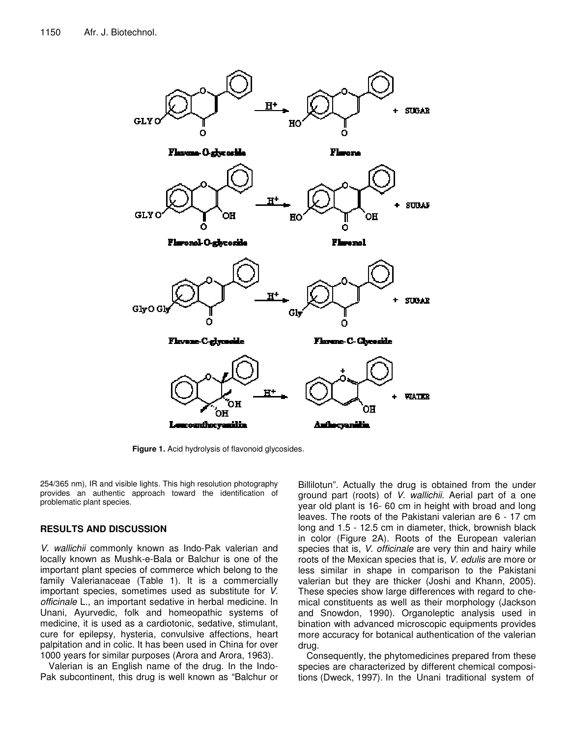**Figure 1.** Acid hydrolysis of flavonoid glycosides.

254/365 nm), IR and visible lights. This high resolution photography provides an authentic approach toward the identification of problematic plant species.

## RESULTS AND DISCUSSION

*V. wallichii* commonly known as Indo-Pak valerian and locally known as Mushk-e-Bala or Balchur is one of the important plant species of commerce which belong to the family Valerianaceae (Table 1). It is a commercially important species, sometimes used as substitute for *V. officinale* L., an important sedative in herbal medicine. In Unani, Ayurvedic, folk and homeopathic systems of medicine, it is used as a cardiotonic, sedative, stimulant, cure for epilepsy, hysteria, convulsive affections, heart palpitation and in colic. It has been used in China for over 1000 years for similar purposes (Arora and Arora, 1963).

Valerian is an English name of the drug. In the Indo-Pak subcontinent, this drug is well known as "Balchur or Billilotun". Actually the drug is obtained from the under ground part (roots) of *V. wallichii*. Aerial part of a one year old plant is 16- 60 cm in height with broad and long leaves. The roots of the Pakistani valerian are 6 - 17 cm long and 1.5 - 12.5 cm in diameter, thick, brownish black in color (Figure 2A). Roots of the European valerian species that is, *V. officinale* are very thin and hairy while roots of the Mexican species that is, *V. edulis* are more or less similar in shape in comparison to the Pakistani valerian but they are thicker (Joshi and Khann, 2005). These species show large differences with regard to chemical constituents as well as their morphology (Jackson and Snowdon, 1990). Organoleptic analysis used in bination with advanced microscopic equipments provides more accuracy for botanical authentication of the valerian drug.

Consequently, the phytomedicines prepared from these species are characterized by different chemical compositions (Dweck, 1997). In the Unani traditional system of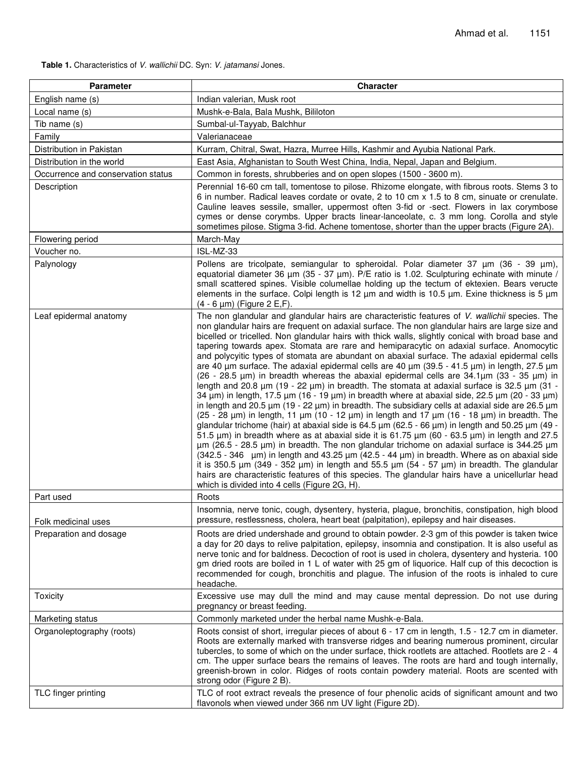**Table 1.** Characteristics of *V. wallichii* DC. Syn: *V. jatamansi* Jones.

| Parameter | Character |
|---|---|
| English name (s) | Indian valerian, Musk root |
| Local name (s) | Mushk-e-Bala, Bala Mushk, Bililoton |
| Tib name (s) | Sumbal-ul-Tayyab, Balchhur |
| Family | Valerianaceae |
| Distribution in Pakistan | Kurram, Chitral, Swat, Hazra, Murree Hills, Kashmir and Ayubia National Park. |
| Distribution in the world | East Asia, Afghanistan to South West China, India, Nepal, Japan and Belgium. |
| Occurrence and conservation status | Common in forests, shrubberies and on open slopes (1500 - 3600 m). |
| Description | Perennial 16-60 cm tall, tomentose to pilose. Rhizome elongate, with fibrous roots. Stems 3 to 6 in number. Radical leaves cordate or ovate, 2 to 10 cm x 1.5 to 8 cm, sinuate or crenulate. Cauline leaves sessile, smaller, uppermost often 3-fid or -sect. Flowers in lax corymbose cymes or dense corymbs. Upper bracts linear-lanceolate, c. 3 mm long. Corolla and style sometimes pilose. Stigma 3-fid. Achene tomentose, shorter than the upper bracts (Figure 2A). |
| Flowering period | March-May |
| Voucher no. | ISL-MZ-33 |
| Palynology | Pollens are tricolpate, semiangular to spheroidal. Polar diameter 37 µm (36 - 39 µm), equatorial diameter 36 µm (35 - 37 µm). P/E ratio is 1.02. Sculpturing echinate with minute / small scattered spines. Visible columellae holding up the tectum of ektexien. Bears veructe elements in the surface. Colpi length is 12 µm and width is 10.5 µm. Exine thickness is 5 µm (4 - 6 µm) (Figure 2 E,F). |
| Leaf epidermal anatomy | The non glandular and glandular hairs are characteristic features of *V. wallichii* species. The non glandular hairs are frequent on adaxial surface. The non glandular hairs are large size and bicelled or tricelled. Non glandular hairs with thick walls, slightly conical with broad base and tapering towards apex. Stomata are rare and hemiparacytic on adaxial surface. Anomocytic and polycyitic types of stomata are abundant on abaxial surface. The adaxial epidermal cells are 40 µm surface. The adaxial epidermal cells are 40 µm (39.5 - 41.5 µm) in length, 27.5 µm (26 - 28.5 µm) in breadth whereas the abaxial epidermal cells are 34.1µm (33 - 35 µm) in length and 20.8 µm (19 - 22 µm) in breadth. The stomata at adaxial surface is 32.5 µm (31 - 34 µm) in length, 17.5 µm (16 - 19 µm) in breadth where at abaxial side, 22.5 µm (20 - 33 µm) in length and 20.5 µm (19 - 22 µm) in breadth. The subsidiary cells at adaxial side are 26.5 µm (25 - 28 µm) in length, 11 µm (10 - 12 µm) in length and 17 µm (16 - 18 µm) in breadth. The glandular trichome (hair) at abaxial side is 64.5 µm (62.5 - 66 µm) in length and 50.25 µm (49 - 51.5 µm) in breadth where as at abaxial side it is 61.75 µm (60 - 63.5 µm) in length and 27.5 µm (26.5 - 28.5 µm) in breadth. The non glandular trichome on adaxial surface is 344.25 µm (342.5 - 346 µm) in length and 43.25 µm (42.5 - 44 µm) in breadth. Where as on abaxial side it is 350.5 µm (349 - 352 µm) in length and 55.5 µm (54 - 57 µm) in breadth. The glandular hairs are characteristic features of this species. The glandular hairs have a unicellurlar head which is divided into 4 cells (Figure 2G, H). |
| Part used | Roots |
| Folk medicinal uses | Insomnia, nerve tonic, cough, dysentery, hysteria, plague, bronchitis, constipation, high blood pressure, restlessness, cholera, heart beat (palpitation), epilepsy and hair diseases. |
| Preparation and dosage | Roots are dried undershade and ground to obtain powder. 2-3 gm of this powder is taken twice a day for 20 days to relive palpitation, epilepsy, insomnia and constipation. It is also useful as nerve tonic and for baldness. Decoction of root is used in cholera, dysentery and hysteria. 100 gm dried roots are boiled in 1 L of water with 25 gm of liquorice. Half cup of this decoction is recommended for cough, bronchitis and plague. The infusion of the roots is inhaled to cure headache. |
| Toxicity | Excessive use may dull the mind and may cause mental depression. Do not use during pregnancy or breast feeding. |
| Marketing status | Commonly marketed under the herbal name Mushk-e-Bala. |
| Organoleptography (roots) | Roots consist of short, irregular pieces of about 6 - 17 cm in length, 1.5 - 12.7 cm in diameter. Roots are externally marked with transverse ridges and bearing numerous prominent, circular tubercles, to some of which on the under surface, thick rootlets are attached. Rootlets are 2 - 4 cm. The upper surface bears the remains of leaves. The roots are hard and tough internally, greenish-brown in color. Ridges of roots contain powdery material. Roots are scented with strong odor (Figure 2 B). |
| TLC finger printing | TLC of root extract reveals the presence of four phenolic acids of significant amount and two flavonols when viewed under 366 nm UV light (Figure 2D). |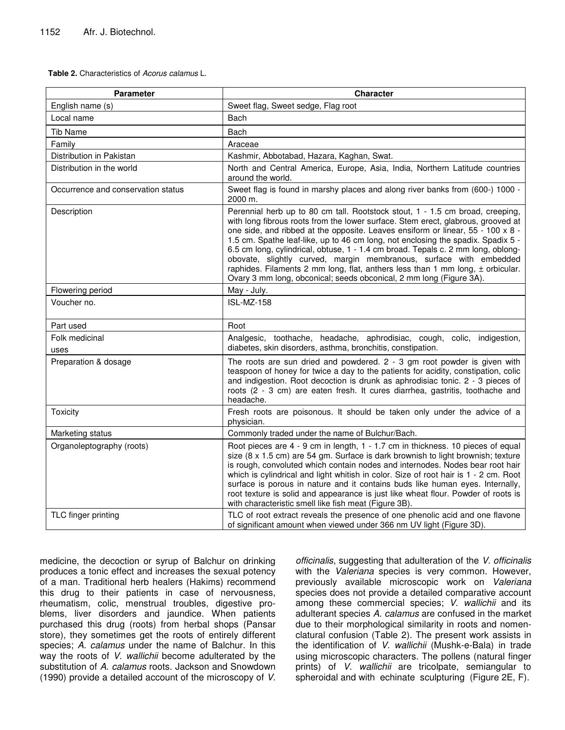**Table 2.** Characteristics of *Acorus calamus* L.

| Parameter | Character |
|---|---|
| English name (s) | Sweet flag, Sweet sedge, Flag root |
| Local name | Bach |
| Tib Name | Bach |
| Family | Araceae |
| Distribution in Pakistan | Kashmir, Abbotabad, Hazara, Kaghan, Swat. |
| Distribution in the world | North and Central America, Europe, Asia, India, Northern Latitude countries around the world. |
| Occurrence and conservation status | Sweet flag is found in marshy places and along river banks from (600-) 1000 - 2000 m. |
| Description | Perennial herb up to 80 cm tall. Rootstock stout, 1 - 1.5 cm broad, creeping, with long fibrous roots from the lower surface. Stem erect, glabrous, grooved at one side, and ribbed at the opposite. Leaves ensiform or linear, 55 - 100 x 8 - 1.5 cm. Spathe leaf-like, up to 46 cm long, not enclosing the spadix. Spadix 5 - 6.5 cm long, cylindrical, obtuse, 1 - 1.4 cm broad. Tepals c. 2 mm long, oblong-obovate, slightly curved, margin membranous, surface with embedded raphides. Filaments 2 mm long, flat, anthers less than 1 mm long, ± orbicular. Ovary 3 mm long, obconical; seeds obconical, 2 mm long (Figure 3A). |
| Flowering period | May - July. |
| Voucher no. | ISL-MZ-158 |
| Part used | Root |
| Folk medicinal uses | Analgesic, toothache, headache, aphrodisiac, cough, colic, indigestion, diabetes, skin disorders, asthma, bronchitis, constipation. |
| Preparation & dosage | The roots are sun dried and powdered. 2 - 3 gm root powder is given with teaspoon of honey for twice a day to the patients for acidity, constipation, colic and indigestion. Root decoction is drunk as aphrodisiac tonic. 2 - 3 pieces of roots (2 - 3 cm) are eaten fresh. It cures diarrhea, gastritis, toothache and headache. |
| Toxicity | Fresh roots are poisonous. It should be taken only under the advice of a physician. |
| Marketing status | Commonly traded under the name of Bulchur/Bach. |
| Organoleptography (roots) | Root pieces are 4 - 9 cm in length, 1 - 1.7 cm in thickness. 10 pieces of equal size (8 x 1.5 cm) are 54 gm. Surface is dark brownish to light brownish; texture is rough, convoluted which contain nodes and internodes. Nodes bear root hair which is cylindrical and light whitish in color. Size of root hair is 1 - 2 cm. Root surface is porous in nature and it contains buds like human eyes. Internally, root texture is solid and appearance is just like wheat flour. Powder of roots is with characteristic smell like fish meat (Figure 3B). |
| TLC finger printing | TLC of root extract reveals the presence of one phenolic acid and one flavone of significant amount when viewed under 366 nm UV light (Figure 3D). |

medicine, the decoction or syrup of Balchur on drinking produces a tonic effect and increases the sexual potency of a man. Traditional herb healers (Hakims) recommend this drug to their patients in case of nervousness, rheumatism, colic, menstrual troubles, digestive problems, liver disorders and jaundice. When patients purchased this drug (roots) from herbal shops (Pansar store), they sometimes get the roots of entirely different species; *A. calamus* under the name of Balchur. In this way the roots of *V. wallichii* become adulterated by the substitution of *A. calamus* roots. Jackson and Snowdown (1990) provide a detailed account of the microscopy of *V. officinalis*, suggesting that adulteration of the *V. officinalis* with the *Valeriana* species is very common. However, previously available microscopic work on *Valeriana* species does not provide a detailed comparative account among these commercial species; *V. wallichii* and its adulterant species *A. calamus* are confused in the market due to their morphological similarity in roots and nomenclatural confusion (Table 2). The present work assists in the identification of *V. wallichii* (Mushk-e-Bala) in trade using microscopic characters. The pollens (natural finger prints) of *V. wallichii* are tricolpate, semiangular to spheroidal and with echinate sculpturing (Figure 2E, F).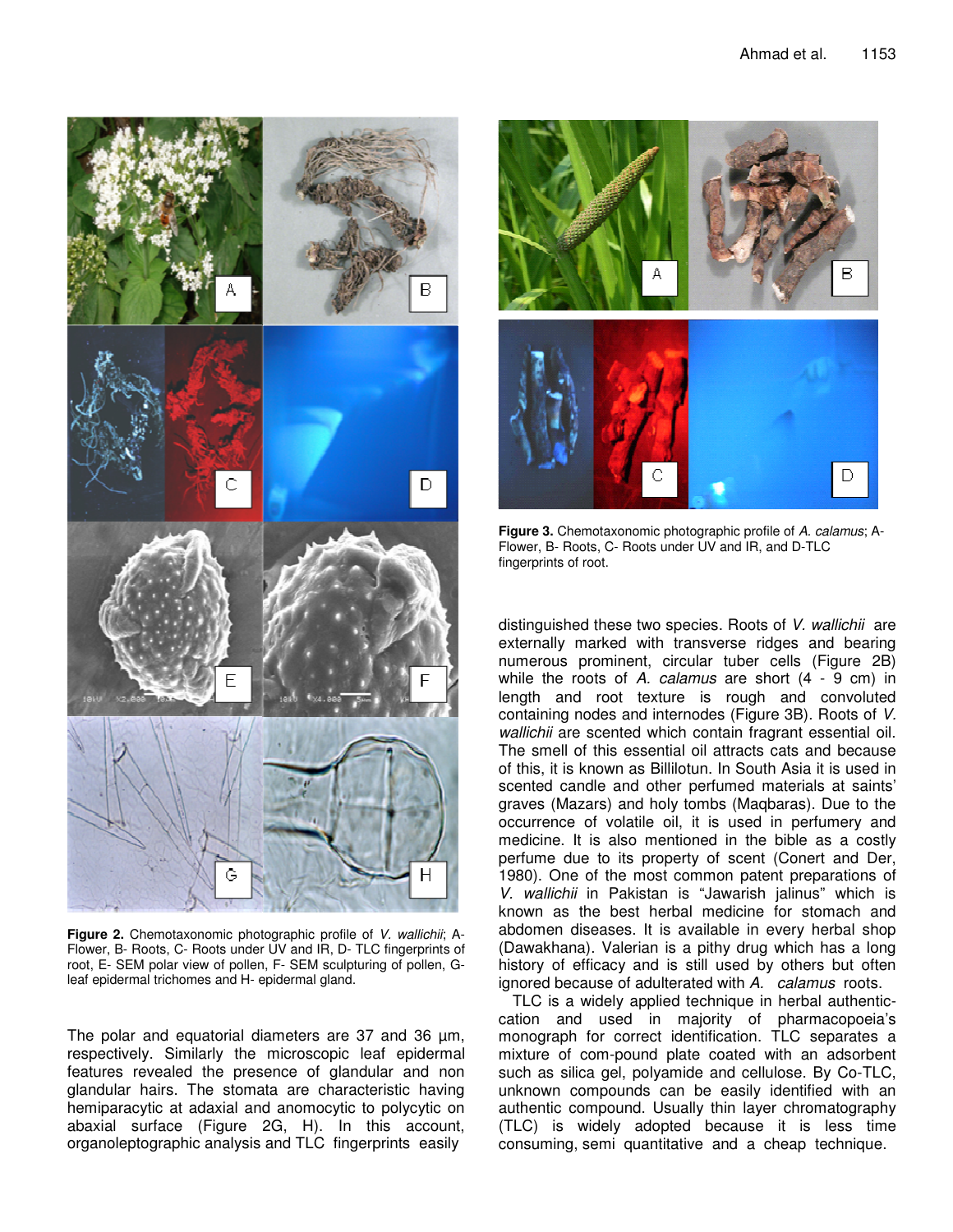Figure 2. Chemotaxonomic photographic profile of *V. wallichii*; A-Flower, B- Roots, C- Roots under UV and IR, D- TLC fingerprints of root, E- SEM polar view of pollen, F- SEM sculpturing of pollen, G-leaf epidermal trichomes and H- epidermal gland.

Figure 3. Chemotaxonomic photographic profile of *A. calamus*; A-Flower, B- Roots, C- Roots under UV and IR, and D-TLC fingerprints of root.

The polar and equatorial diameters are 37 and 36 µm, respectively. Similarly the microscopic leaf epidermal features revealed the presence of glandular and non glandular hairs. The stomata are characteristic having hemiparacytic at adaxial and anomocytic to polycytic on abaxial surface (Figure 2G, H). In this account, organoleptographic analysis and TLC fingerprints easily distinguished these two species. Roots of *V. wallichii* are externally marked with transverse ridges and bearing numerous prominent, circular tuber cells (Figure 2B) while the roots of *A. calamus* are short (4 - 9 cm) in length and root texture is rough and convoluted containing nodes and internodes (Figure 3B). Roots of *V. wallichii* are scented which contain fragrant essential oil. The smell of this essential oil attracts cats and because of this, it is known as Billilotun. In South Asia it is used in scented candle and other perfumed materials at saints' graves (Mazars) and holy tombs (Maqbaras). Due to the occurrence of volatile oil, it is used in perfumery and medicine. It is also mentioned in the bible as a costly perfume due to its property of scent (Conert and Der, 1980). One of the most common patent preparations of *V. wallichii* in Pakistan is "Jawarish jalinus" which is known as the best herbal medicine for stomach and abdomen diseases. It is available in every herbal shop (Dawakhana). Valerian is a pithy drug which has a long history of efficacy and is still used by others but often ignored because of adulterated with *A. calamus* roots.

TLC is a widely applied technique in herbal authentication and used in majority of pharmacopoeia's monograph for correct identification. TLC separates a mixture of com-pound plate coated with an adsorbent such as silica gel, polyamide and cellulose. By Co-TLC, unknown compounds can be easily identified with an authentic compound. Usually thin layer chromatography (TLC) is widely adopted because it is less time consuming, semi quantitative and a cheap technique.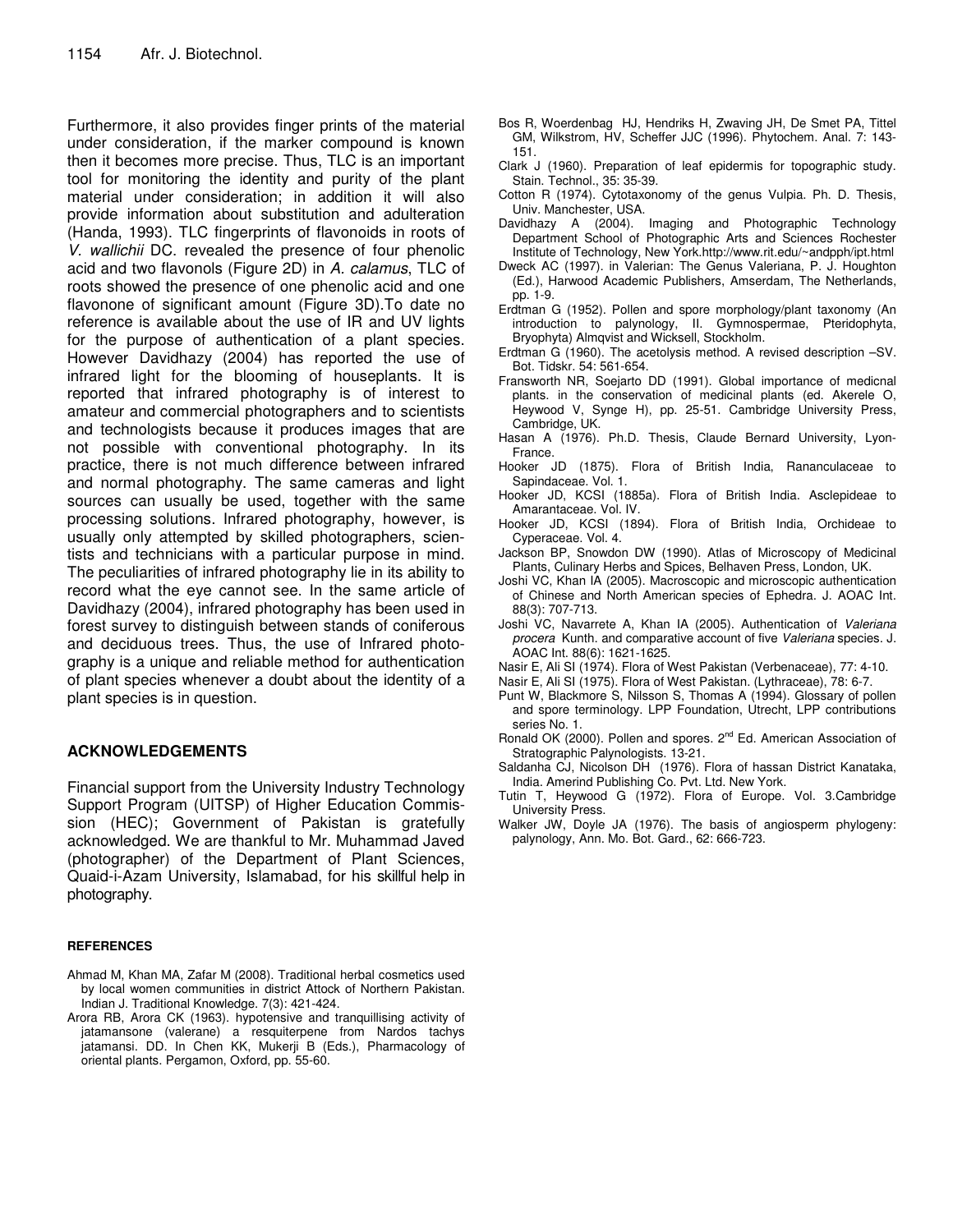Furthermore, it also provides finger prints of the material under consideration, if the marker compound is known then it becomes more precise. Thus, TLC is an important tool for monitoring the identity and purity of the plant material under consideration; in addition it will also provide information about substitution and adulteration (Handa, 1993). TLC fingerprints of flavonoids in roots of *V. wallichii* DC. revealed the presence of four phenolic acid and two flavonols (Figure 2D) in *A. calamus*, TLC of roots showed the presence of one phenolic acid and one flavonone of significant amount (Figure 3D).To date no reference is available about the use of IR and UV lights for the purpose of authentication of a plant species. However Davidhazy (2004) has reported the use of infrared light for the blooming of houseplants. It is reported that infrared photography is of interest to amateur and commercial photographers and to scientists and technologists because it produces images that are not possible with conventional photography. In its practice, there is not much difference between infrared and normal photography. The same cameras and light sources can usually be used, together with the same processing solutions. Infrared photography, however, is usually only attempted by skilled photographers, scientists and technicians with a particular purpose in mind. The peculiarities of infrared photography lie in its ability to record what the eye cannot see. In the same article of Davidhazy (2004), infrared photography has been used in forest survey to distinguish between stands of coniferous and deciduous trees. Thus, the use of Infrared photography is a unique and reliable method for authentication of plant species whenever a doubt about the identity of a plant species is in question.

## ACKNOWLEDGEMENTS

Financial support from the University Industry Technology Support Program (UITSP) of Higher Education Commission (HEC); Government of Pakistan is gratefully acknowledged. We are thankful to Mr. Muhammad Javed (photographer) of the Department of Plant Sciences, Quaid-i-Azam University, Islamabad, for his skillful help in photography.

## REFERENCES

Ahmad M, Khan MA, Zafar M (2008). Traditional herbal cosmetics used by local women communities in district Attock of Northern Pakistan. Indian J. Traditional Knowledge. 7(3): 421-424.

Arora RB, Arora CK (1963). hypotensive and tranquillising activity of jatamansone (valerane) a resquiterpene from Nardos tachys jatamansi. DD. In Chen KK, Mukerji B (Eds.), Pharmacology of oriental plants. Pergamon, Oxford, pp. 55-60.

Bos R, Woerdenbag HJ, Hendriks H, Zwaving JH, De Smet PA, Tittel GM, Wilkstrom, HV, Scheffer JJC (1996). Phytochem. Anal. 7: 143-151.

Clark J (1960). Preparation of leaf epidermis for topographic study. Stain. Technol., 35: 35-39.

Cotton R (1974). Cytotaxonomy of the genus Vulpia. Ph. D. Thesis, Univ. Manchester, USA.

Davidhazy A (2004). Imaging and Photographic Technology Department School of Photographic Arts and Sciences Rochester Institute of Technology, New York.http://www.rit.edu/~andpph/ipt.html

Dweck AC (1997). in Valerian: The Genus Valeriana, P. J. Houghton (Ed.), Harwood Academic Publishers, Amserdam, The Netherlands, pp. 1-9.

Erdtman G (1952). Pollen and spore morphology/plant taxonomy (An introduction to palynology, II. Gymnospermae, Pteridophyta, Bryophyta) Almqvist and Wicksell, Stockholm.

Erdtman G (1960). The acetolysis method. A revised description –SV. Bot. Tidskr. 54: 561-654.

Fransworth NR, Soejarto DD (1991). Global importance of medicnal plants. in the conservation of medicinal plants (ed. Akerele O, Heywood V, Synge H), pp. 25-51. Cambridge University Press, Cambridge, UK.

Hasan A (1976). Ph.D. Thesis, Claude Bernard University, Lyon-France.

Hooker JD (1875). Flora of British India, Rananculaceae to Sapindaceae. Vol. 1.

Hooker JD, KCSI (1885a). Flora of British India. Asclepideae to Amarantaceae. Vol. IV.

Hooker JD, KCSI (1894). Flora of British India, Orchideae to Cyperaceae. Vol. 4.

Jackson BP, Snowdon DW (1990). Atlas of Microscopy of Medicinal Plants, Culinary Herbs and Spices, Belhaven Press, London, UK.

Joshi VC, Khan IA (2005). Macroscopic and microscopic authentication of Chinese and North American species of Ephedra. J. AOAC Int. 88(3): 707-713.

Joshi VC, Navarrete A, Khan IA (2005). Authentication of *Valeriana procera* Kunth. and comparative account of five *Valeriana* species. J. AOAC Int. 88(6): 1621-1625.

Nasir E, Ali SI (1974). Flora of West Pakistan (Verbenaceae), 77: 4-10.

Nasir E, Ali SI (1975). Flora of West Pakistan. (Lythraceae), 78: 6-7.

Punt W, Blackmore S, Nilsson S, Thomas A (1994). Glossary of pollen and spore terminology. LPP Foundation, Utrecht, LPP contributions series No. 1.

Ronald OK (2000). Pollen and spores. 2nd Ed. American Association of Stratographic Palynologists. 13-21.

Saldanha CJ, Nicolson DH (1976). Flora of hassan District Kanataka, India. Amerind Publishing Co. Pvt. Ltd. New York.

Tutin T, Heywood G (1972). Flora of Europe. Vol. 3.Cambridge University Press.

Walker JW, Doyle JA (1976). The basis of angiosperm phylogeny: palynology, Ann. Mo. Bot. Gard., 62: 666-723.